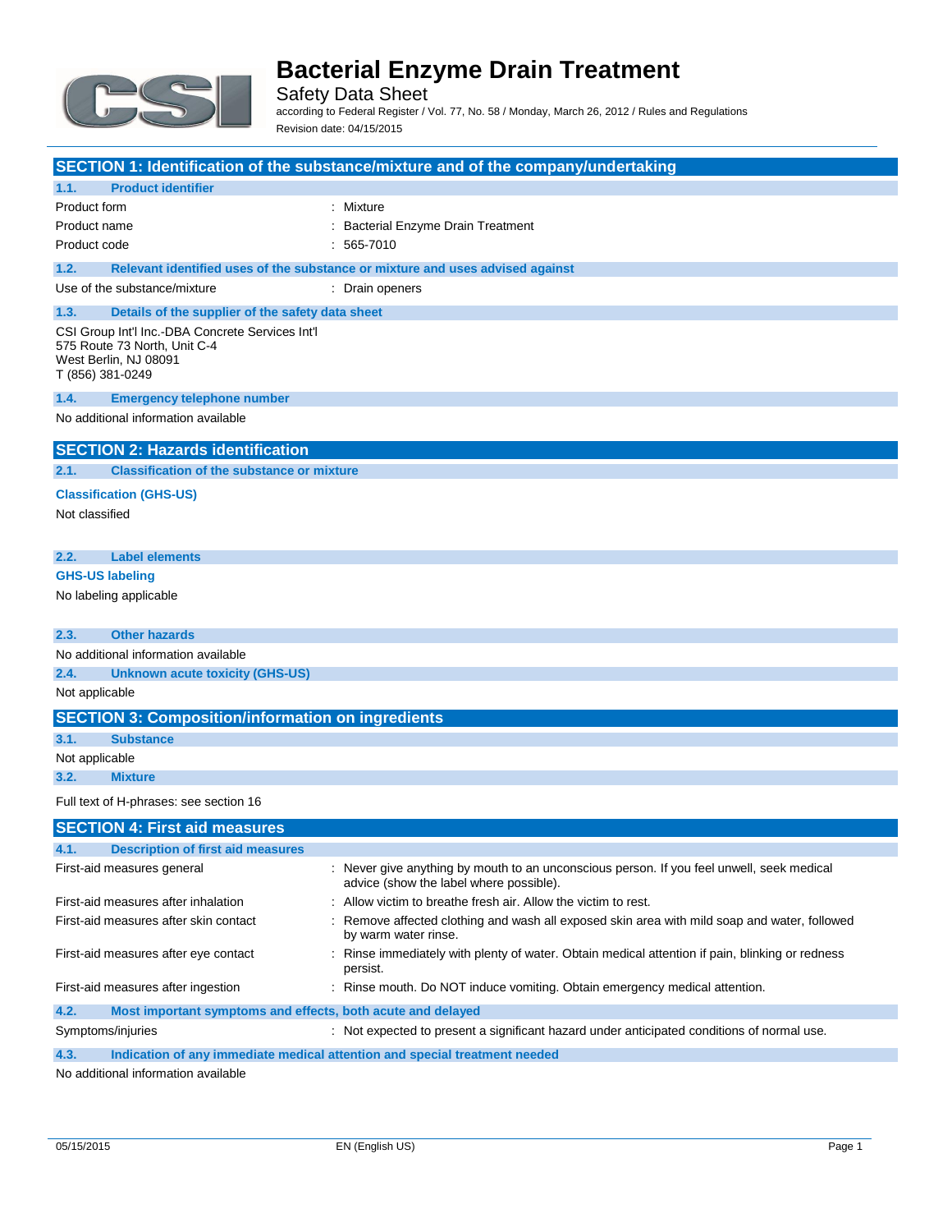# Bacterial Enzyme Drain Treatment

Safety Data Sheet

according to Federal Register / Vol. 77, No. 58 / Monday, March 26, 2012 / Rules and Regulations

Revision date: 04/15/2015

## SECTION 1: Identification of the substance/mixture and of the company/undertaking

### 1.1. Product identifier

| | |
|---|---|
| Product form | : Mixture |
| Product name | : Bacterial Enzyme Drain Treatment |
| Product code | : 565-7010 |

### 1.2. Relevant identified uses of the substance or mixture and uses advised against

| | |
|---|---|
| Use of the substance/mixture | : Drain openers |

### 1.3. Details of the supplier of the safety data sheet

CSI Group Int'l Inc.-DBA Concrete Services Int'l
575 Route 73 North, Unit C-4
West Berlin, NJ 08091
T (856) 381-0249

### 1.4. Emergency telephone number

No additional information available

## SECTION 2: Hazards identification

### 2.1. Classification of the substance or mixture

**Classification (GHS-US)**

Not classified

### 2.2. Label elements

**GHS-US labeling**

No labeling applicable

### 2.3. Other hazards

No additional information available

### 2.4. Unknown acute toxicity (GHS-US)

Not applicable

## SECTION 3: Composition/information on ingredients

### 3.1. Substance

Not applicable

### 3.2. Mixture

Full text of H-phrases: see section 16

## SECTION 4: First aid measures

### 4.1. Description of first aid measures

| | |
|---|---|
| First-aid measures general | : Never give anything by mouth to an unconscious person. If you feel unwell, seek medical advice (show the label where possible). |
| First-aid measures after inhalation | : Allow victim to breathe fresh air. Allow the victim to rest. |
| First-aid measures after skin contact | : Remove affected clothing and wash all exposed skin area with mild soap and water, followed by warm water rinse. |
| First-aid measures after eye contact | : Rinse immediately with plenty of water. Obtain medical attention if pain, blinking or redness persist. |
| First-aid measures after ingestion | : Rinse mouth. Do NOT induce vomiting. Obtain emergency medical attention. |

### 4.2. Most important symptoms and effects, both acute and delayed

| | |
|---|---|
| Symptoms/injuries | : Not expected to present a significant hazard under anticipated conditions of normal use. |

### 4.3. Indication of any immediate medical attention and special treatment needed

No additional information available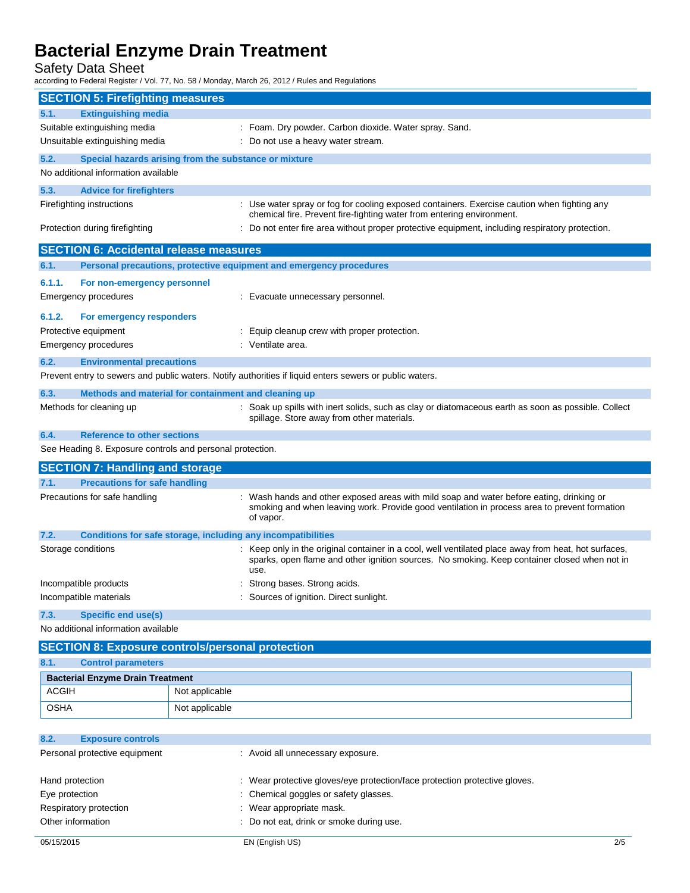## SECTION 5: Firefighting measures

### 5.1. Extinguishing media

Suitable extinguishing media : Foam. Dry powder. Carbon dioxide. Water spray. Sand.

Unsuitable extinguishing media : Do not use a heavy water stream.

### 5.2. Special hazards arising from the substance or mixture

No additional information available

### 5.3. Advice for firefighters

Firefighting instructions : Use water spray or fog for cooling exposed containers. Exercise caution when fighting any chemical fire. Prevent fire-fighting water from entering environment.

Protection during firefighting : Do not enter fire area without proper protective equipment, including respiratory protection.

## SECTION 6: Accidental release measures

### 6.1. Personal precautions, protective equipment and emergency procedures

#### 6.1.1. For non-emergency personnel

Emergency procedures : Evacuate unnecessary personnel.

#### 6.1.2. For emergency responders

Protective equipment : Equip cleanup crew with proper protection.

Emergency procedures : Ventilate area.

### 6.2. Environmental precautions

Prevent entry to sewers and public waters. Notify authorities if liquid enters sewers or public waters.

### 6.3. Methods and material for containment and cleaning up

Methods for cleaning up : Soak up spills with inert solids, such as clay or diatomaceous earth as soon as possible. Collect spillage. Store away from other materials.

### 6.4. Reference to other sections

See Heading 8. Exposure controls and personal protection.

## SECTION 7: Handling and storage

### 7.1. Precautions for safe handling

Precautions for safe handling : Wash hands and other exposed areas with mild soap and water before eating, drinking or smoking and when leaving work. Provide good ventilation in process area to prevent formation of vapor.

### 7.2. Conditions for safe storage, including any incompatibilities

Storage conditions : Keep only in the original container in a cool, well ventilated place away from heat, hot surfaces, sparks, open flame and other ignition sources. No smoking. Keep container closed when not in use.

Incompatible products : Strong bases. Strong acids.

Incompatible materials : Sources of ignition. Direct sunlight.

### 7.3. Specific end use(s)

No additional information available

## SECTION 8: Exposure controls/personal protection

### 8.1. Control parameters

| Bacterial Enzyme Drain Treatment | |
|---|---|
| ACGIH | Not applicable |
| OSHA | Not applicable |

### 8.2. Exposure controls

Personal protective equipment : Avoid all unnecessary exposure.

Hand protection : Wear protective gloves/eye protection/face protection protective gloves.

Eye protection : Chemical goggles or safety glasses.

Respiratory protection : Wear appropriate mask.

Other information : Do not eat, drink or smoke during use.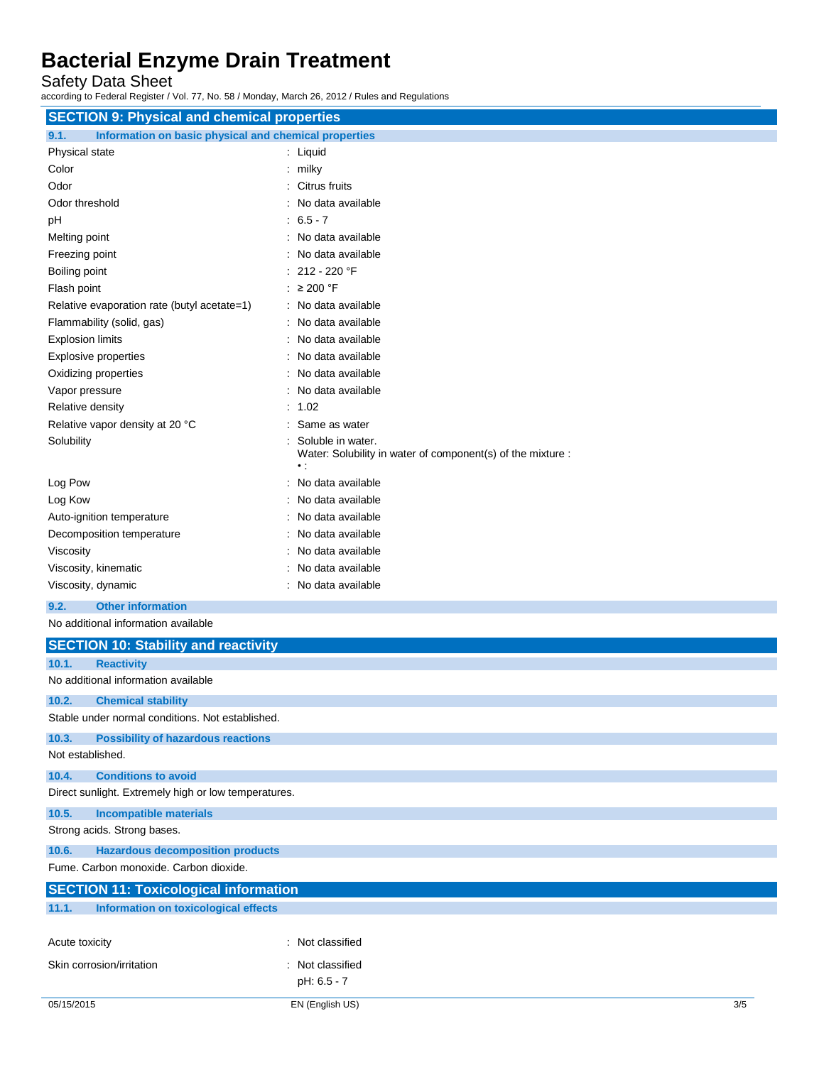## SECTION 9: Physical and chemical properties

### 9.1. Information on basic physical and chemical properties

| | |
|---|---|
| Physical state | : Liquid |
| Color | : milky |
| Odor | : Citrus fruits |
| Odor threshold | : No data available |
| pH | : 6.5 - 7 |
| Melting point | : No data available |
| Freezing point | : No data available |
| Boiling point | : 212 - 220 °F |
| Flash point | : ≥ 200 °F |
| Relative evaporation rate (butyl acetate=1) | : No data available |
| Flammability (solid, gas) | : No data available |
| Explosion limits | : No data available |
| Explosive properties | : No data available |
| Oxidizing properties | : No data available |
| Vapor pressure | : No data available |
| Relative density | : 1.02 |
| Relative vapor density at 20 °C | : Same as water |
| Solubility | : Soluble in water. Water: Solubility in water of component(s) of the mixture : • : |
| Log Pow | : No data available |
| Log Kow | : No data available |
| Auto-ignition temperature | : No data available |
| Decomposition temperature | : No data available |
| Viscosity | : No data available |
| Viscosity, kinematic | : No data available |
| Viscosity, dynamic | : No data available |

### 9.2. Other information

No additional information available

## SECTION 10: Stability and reactivity

### 10.1. Reactivity

No additional information available

### 10.2. Chemical stability

Stable under normal conditions. Not established.

### 10.3. Possibility of hazardous reactions

Not established.

### 10.4. Conditions to avoid

Direct sunlight. Extremely high or low temperatures.

### 10.5. Incompatible materials

Strong acids. Strong bases.

### 10.6. Hazardous decomposition products

Fume. Carbon monoxide. Carbon dioxide.

## SECTION 11: Toxicological information

### 11.1. Information on toxicological effects

| | |
|---|---|
| Acute toxicity | : Not classified |
| Skin corrosion/irritation | : Not classified<br>pH: 6.5 - 7 |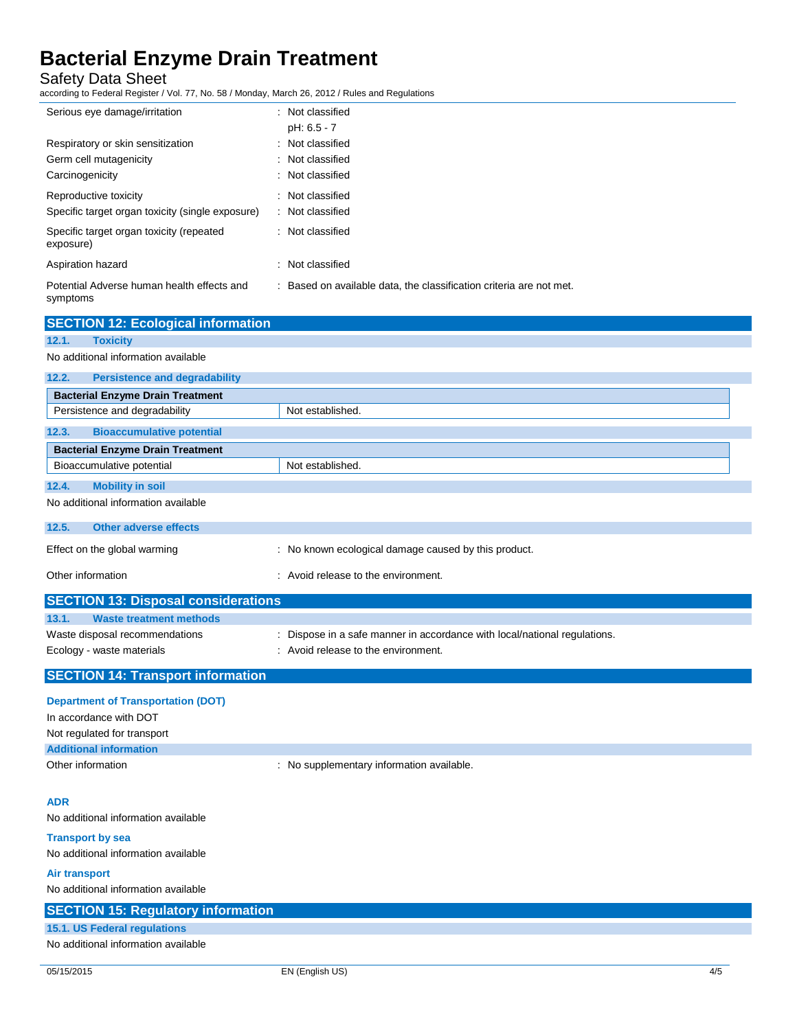| | |
|---|---|
| Serious eye damage/irritation | : Not classified<br>pH: 6.5 - 7 |
| Respiratory or skin sensitization | : Not classified |
| Germ cell mutagenicity | : Not classified |
| Carcinogenicity | : Not classified |
| Reproductive toxicity | : Not classified |
| Specific target organ toxicity (single exposure) | : Not classified |
| Specific target organ toxicity (repeated exposure) | : Not classified |
| Aspiration hazard | : Not classified |
| Potential Adverse human health effects and symptoms | : Based on available data, the classification criteria are not met. |

## SECTION 12: Ecological information

### 12.1. Toxicity

No additional information available

### 12.2. Persistence and degradability

| Bacterial Enzyme Drain Treatment | |
|---|---|
| Persistence and degradability | Not established. |

### 12.3. Bioaccumulative potential

| Bacterial Enzyme Drain Treatment | |
|---|---|
| Bioaccumulative potential | Not established. |

### 12.4. Mobility in soil

No additional information available

### 12.5. Other adverse effects

| | |
|---|---|
| Effect on the global warming | : No known ecological damage caused by this product. |
| Other information | : Avoid release to the environment. |

## SECTION 13: Disposal considerations

### 13.1. Waste treatment methods

| | |
|---|---|
| Waste disposal recommendations | : Dispose in a safe manner in accordance with local/national regulations. |
| Ecology - waste materials | : Avoid release to the environment. |

## SECTION 14: Transport information

**Department of Transportation (DOT)**

In accordance with DOT

Not regulated for transport

**Additional information**

Other information : No supplementary information available.

**ADR**

No additional information available

**Transport by sea**

No additional information available

**Air transport**

No additional information available

## SECTION 15: Regulatory information

### 15.1. US Federal regulations

No additional information available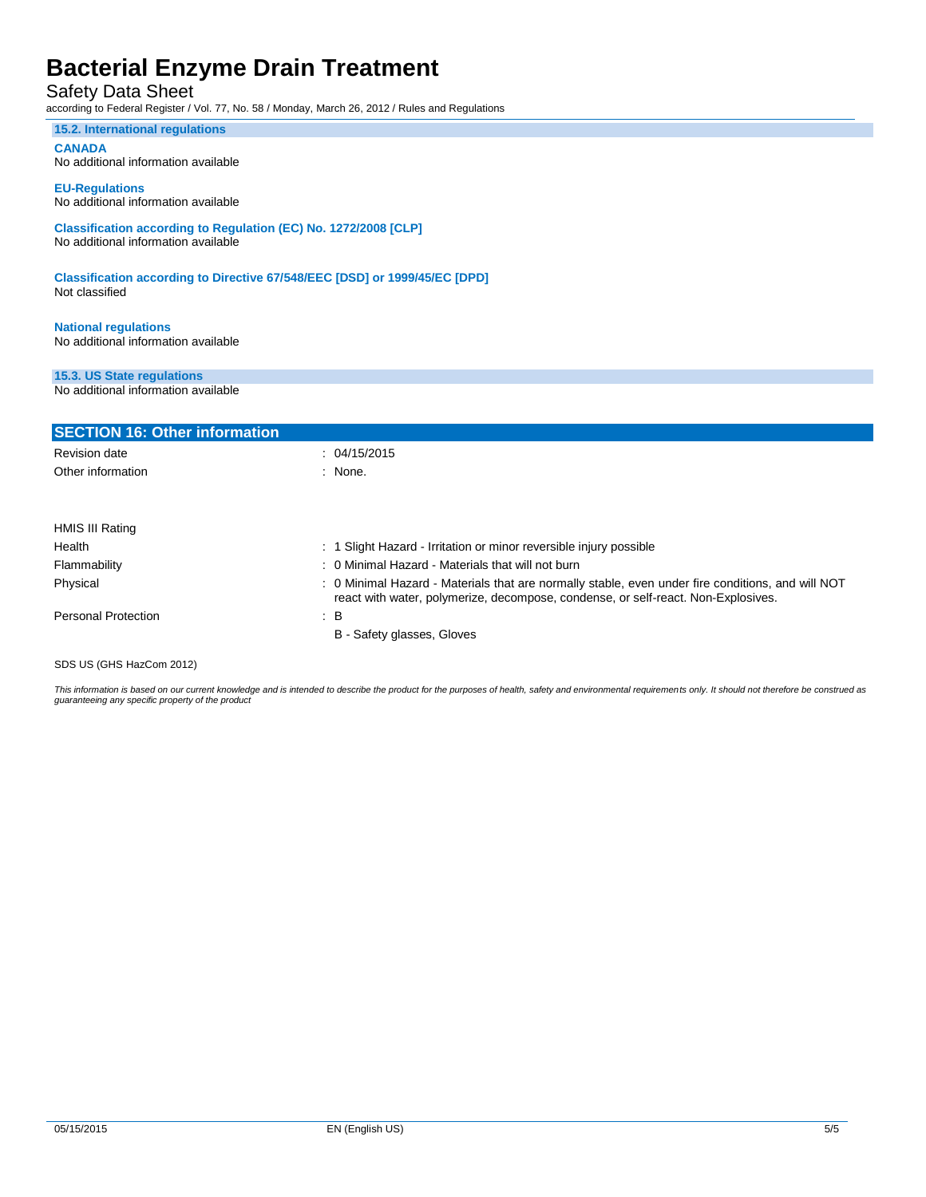### 15.2. International regulations

**CANADA**

No additional information available

**EU-Regulations**

No additional information available

**Classification according to Regulation (EC) No. 1272/2008 [CLP]**

No additional information available

**Classification according to Directive 67/548/EEC [DSD] or 1999/45/EC [DPD]**

Not classified

**National regulations**

No additional information available

### 15.3. US State regulations

No additional information available

## SECTION 16: Other information

| | |
|---|---|
| Revision date | : 04/15/2015 |
| Other information | : None. |

| | |
|---|---|
| HMIS III Rating | |
| Health | : 1 Slight Hazard - Irritation or minor reversible injury possible |
| Flammability | : 0 Minimal Hazard - Materials that will not burn |
| Physical | : 0 Minimal Hazard - Materials that are normally stable, even under fire conditions, and will NOT react with water, polymerize, decompose, condense, or self-react. Non-Explosives. |
| Personal Protection | : B |
| | B - Safety glasses, Gloves |

SDS US (GHS HazCom 2012)

*This information is based on our current knowledge and is intended to describe the product for the purposes of health, safety and environmental requirements only. It should not therefore be construed as guaranteeing any specific property of the product*